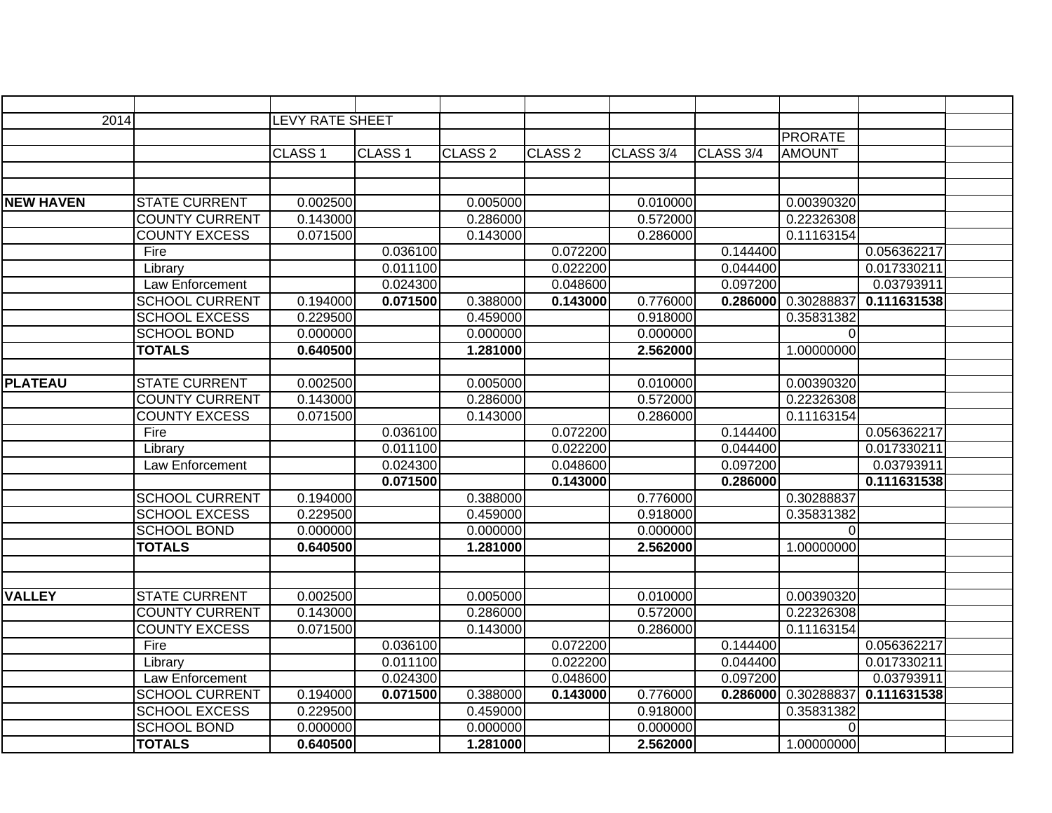| | | | | | | | | | | |
|---|---|---|---|---|---|---|---|---|---|---|
| 2014 | | LEVY RATE SHEET | | | | | | | | |
| | | | | | | | | PRORATE | | |
| | | CLASS 1 | CLASS 1 | CLASS 2 | CLASS 2 | CLASS 3/4 | CLASS 3/4 | AMOUNT | | |
| | | | | | | | | | | |
| | | | | | | | | | | |
| **NEW HAVEN** | STATE CURRENT | 0.002500 | | 0.005000 | | 0.010000 | | 0.00390320 | | |
| | COUNTY CURRENT | 0.143000 | | 0.286000 | | 0.572000 | | 0.22326308 | | |
| | COUNTY EXCESS | 0.071500 | | 0.143000 | | 0.286000 | | 0.11163154 | | |
| | Fire | | 0.036100 | | 0.072200 | | 0.144400 | | 0.056362217 | |
| | Library | | 0.011100 | | 0.022200 | | 0.044400 | | 0.017330211 | |
| | Law Enforcement | | 0.024300 | | 0.048600 | | 0.097200 | | 0.03793911 | |
| | SCHOOL CURRENT | 0.194000 | **0.071500** | 0.388000 | **0.143000** | 0.776000 | **0.286000** | 0.30288837 | **0.111631538** | |
| | SCHOOL EXCESS | 0.229500 | | 0.459000 | | 0.918000 | | 0.35831382 | | |
| | SCHOOL BOND | 0.000000 | | 0.000000 | | 0.000000 | | 0 | | |
| | **TOTALS** | **0.640500** | | **1.281000** | | **2.562000** | | 1.00000000 | | |
| | | | | | | | | | | |
| **PLATEAU** | STATE CURRENT | 0.002500 | | 0.005000 | | 0.010000 | | 0.00390320 | | |
| | COUNTY CURRENT | 0.143000 | | 0.286000 | | 0.572000 | | 0.22326308 | | |
| | COUNTY EXCESS | 0.071500 | | 0.143000 | | 0.286000 | | 0.11163154 | | |
| | Fire | | 0.036100 | | 0.072200 | | 0.144400 | | 0.056362217 | |
| | Library | | 0.011100 | | 0.022200 | | 0.044400 | | 0.017330211 | |
| | Law Enforcement | | 0.024300 | | 0.048600 | | 0.097200 | | 0.03793911 | |
| | | | **0.071500** | | **0.143000** | | **0.286000** | | **0.111631538** | |
| | SCHOOL CURRENT | 0.194000 | | 0.388000 | | 0.776000 | | 0.30288837 | | |
| | SCHOOL EXCESS | 0.229500 | | 0.459000 | | 0.918000 | | 0.35831382 | | |
| | SCHOOL BOND | 0.000000 | | 0.000000 | | 0.000000 | | 0 | | |
| | **TOTALS** | **0.640500** | | **1.281000** | | **2.562000** | | 1.00000000 | | |
| | | | | | | | | | | |
| | | | | | | | | | | |
| **VALLEY** | STATE CURRENT | 0.002500 | | 0.005000 | | 0.010000 | | 0.00390320 | | |
| | COUNTY CURRENT | 0.143000 | | 0.286000 | | 0.572000 | | 0.22326308 | | |
| | COUNTY EXCESS | 0.071500 | | 0.143000 | | 0.286000 | | 0.11163154 | | |
| | Fire | | 0.036100 | | 0.072200 | | 0.144400 | | 0.056362217 | |
| | Library | | 0.011100 | | 0.022200 | | 0.044400 | | 0.017330211 | |
| | Law Enforcement | | 0.024300 | | 0.048600 | | 0.097200 | | 0.03793911 | |
| | SCHOOL CURRENT | 0.194000 | **0.071500** | 0.388000 | **0.143000** | 0.776000 | **0.286000** | 0.30288837 | **0.111631538** | |
| | SCHOOL EXCESS | 0.229500 | | 0.459000 | | 0.918000 | | 0.35831382 | | |
| | SCHOOL BOND | 0.000000 | | 0.000000 | | 0.000000 | | 0 | | |
| | **TOTALS** | **0.640500** | | **1.281000** | | **2.562000** | | 1.00000000 | | |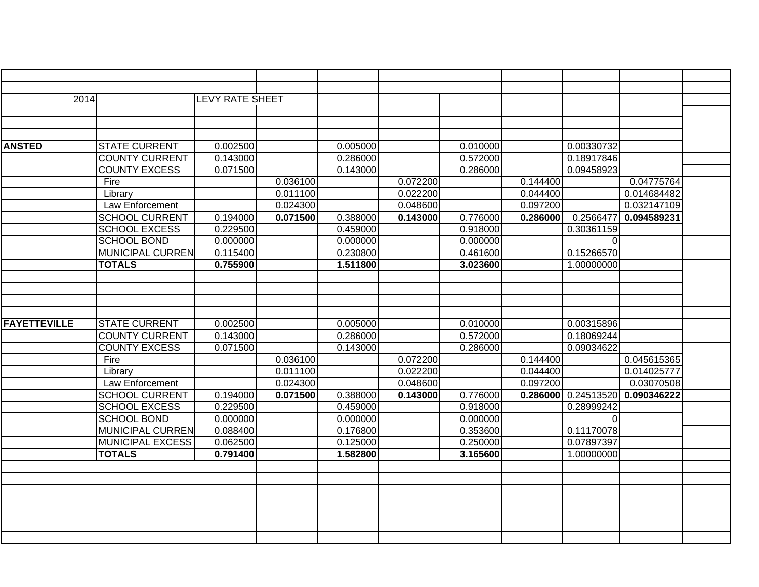| | | | | | | | | | | |
|---|---|---|---|---|---|---|---|---|---|---|
| 2014 | | LEVY RATE SHEET | | | | | | | | |
| **ANSTED** | STATE CURRENT | 0.002500 | | 0.005000 | | 0.010000 | | 0.00330732 | | |
| | COUNTY CURRENT | 0.143000 | | 0.286000 | | 0.572000 | | 0.18917846 | | |
| | COUNTY EXCESS | 0.071500 | | 0.143000 | | 0.286000 | | 0.09458923 | | |
| | Fire | | 0.036100 | | 0.072200 | | 0.144400 | | 0.04775764 | |
| | Library | | 0.011100 | | 0.022200 | | 0.044400 | | 0.014684482 | |
| | Law Enforcement | | 0.024300 | | 0.048600 | | 0.097200 | | 0.032147109 | |
| | SCHOOL CURRENT | 0.194000 | **0.071500** | 0.388000 | **0.143000** | 0.776000 | **0.286000** | 0.2566477 | **0.094589231** | |
| | SCHOOL EXCESS | 0.229500 | | 0.459000 | | 0.918000 | | 0.30361159 | | |
| | SCHOOL BOND | 0.000000 | | 0.000000 | | 0.000000 | | 0 | | |
| | MUNICIPAL CURREN | 0.115400 | | 0.230800 | | 0.461600 | | 0.15266570 | | |
| | **TOTALS** | **0.755900** | | **1.511800** | | **3.023600** | | 1.00000000 | | |
| **FAYETTEVILLE** | STATE CURRENT | 0.002500 | | 0.005000 | | 0.010000 | | 0.00315896 | | |
| | COUNTY CURRENT | 0.143000 | | 0.286000 | | 0.572000 | | 0.18069244 | | |
| | COUNTY EXCESS | 0.071500 | | 0.143000 | | 0.286000 | | 0.09034622 | | |
| | Fire | | 0.036100 | | 0.072200 | | 0.144400 | | 0.045615365 | |
| | Library | | 0.011100 | | 0.022200 | | 0.044400 | | 0.014025777 | |
| | Law Enforcement | | 0.024300 | | 0.048600 | | 0.097200 | | 0.03070508 | |
| | SCHOOL CURRENT | 0.194000 | **0.071500** | 0.388000 | **0.143000** | 0.776000 | **0.286000** | 0.24513520 | **0.090346222** | |
| | SCHOOL EXCESS | 0.229500 | | 0.459000 | | 0.918000 | | 0.28999242 | | |
| | SCHOOL BOND | 0.000000 | | 0.000000 | | 0.000000 | | 0 | | |
| | MUNICIPAL CURREN | 0.088400 | | 0.176800 | | 0.353600 | | 0.11170078 | | |
| | MUNICIPAL EXCESS | 0.062500 | | 0.125000 | | 0.250000 | | 0.07897397 | | |
| | **TOTALS** | **0.791400** | | **1.582800** | | **3.165600** | | 1.00000000 | | |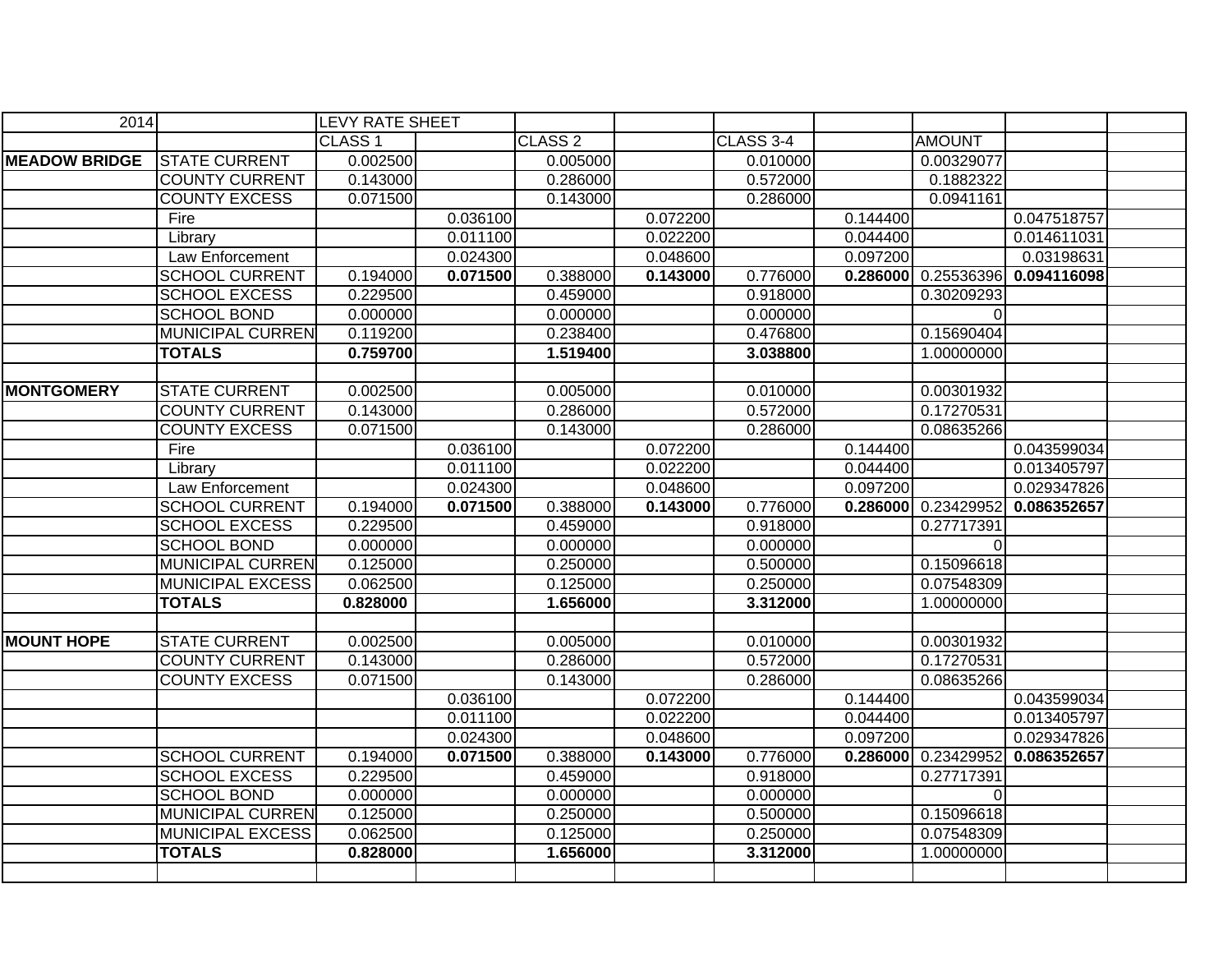| 2014 | | LEVY RATE SHEET | | | | | | | | |
|---|---|---|---|---|---|---|---|---|---|---|
| | | CLASS 1 | | CLASS 2 | | CLASS 3-4 | | AMOUNT | | |
| **MEADOW BRIDGE** | STATE CURRENT | 0.002500 | | 0.005000 | | 0.010000 | | 0.00329077 | | |
| | COUNTY CURRENT | 0.143000 | | 0.286000 | | 0.572000 | | 0.1882322 | | |
| | COUNTY EXCESS | 0.071500 | | 0.143000 | | 0.286000 | | 0.0941161 | | |
| | Fire | | 0.036100 | | 0.072200 | | 0.144400 | | 0.047518757 | |
| | Library | | 0.011100 | | 0.022200 | | 0.044400 | | 0.014611031 | |
| | Law Enforcement | | 0.024300 | | 0.048600 | | 0.097200 | | 0.03198631 | |
| | SCHOOL CURRENT | 0.194000 | **0.071500** | 0.388000 | **0.143000** | 0.776000 | **0.286000** | 0.25536396 | **0.094116098** | |
| | SCHOOL EXCESS | 0.229500 | | 0.459000 | | 0.918000 | | 0.30209293 | | |
| | SCHOOL BOND | 0.000000 | | 0.000000 | | 0.000000 | | 0 | | |
| | MUNICIPAL CURREN | 0.119200 | | 0.238400 | | 0.476800 | | 0.15690404 | | |
| | **TOTALS** | **0.759700** | | **1.519400** | | **3.038800** | | 1.00000000 | | |
| | | | | | | | | | | |
| **MONTGOMERY** | STATE CURRENT | 0.002500 | | 0.005000 | | 0.010000 | | 0.00301932 | | |
| | COUNTY CURRENT | 0.143000 | | 0.286000 | | 0.572000 | | 0.17270531 | | |
| | COUNTY EXCESS | 0.071500 | | 0.143000 | | 0.286000 | | 0.08635266 | | |
| | Fire | | 0.036100 | | 0.072200 | | 0.144400 | | 0.043599034 | |
| | Library | | 0.011100 | | 0.022200 | | 0.044400 | | 0.013405797 | |
| | Law Enforcement | | 0.024300 | | 0.048600 | | 0.097200 | | 0.029347826 | |
| | SCHOOL CURRENT | 0.194000 | **0.071500** | 0.388000 | **0.143000** | 0.776000 | **0.286000** | 0.23429952 | **0.086352657** | |
| | SCHOOL EXCESS | 0.229500 | | 0.459000 | | 0.918000 | | 0.27717391 | | |
| | SCHOOL BOND | 0.000000 | | 0.000000 | | 0.000000 | | 0 | | |
| | MUNICIPAL CURREN | 0.125000 | | 0.250000 | | 0.500000 | | 0.15096618 | | |
| | MUNICIPAL EXCESS | 0.062500 | | 0.125000 | | 0.250000 | | 0.07548309 | | |
| | **TOTALS** | **0.828000** | | **1.656000** | | **3.312000** | | 1.00000000 | | |
| | | | | | | | | | | |
| **MOUNT HOPE** | STATE CURRENT | 0.002500 | | 0.005000 | | 0.010000 | | 0.00301932 | | |
| | COUNTY CURRENT | 0.143000 | | 0.286000 | | 0.572000 | | 0.17270531 | | |
| | COUNTY EXCESS | 0.071500 | | 0.143000 | | 0.286000 | | 0.08635266 | | |
| | | | 0.036100 | | 0.072200 | | 0.144400 | | 0.043599034 | |
| | | | 0.011100 | | 0.022200 | | 0.044400 | | 0.013405797 | |
| | | | 0.024300 | | 0.048600 | | 0.097200 | | 0.029347826 | |
| | SCHOOL CURRENT | 0.194000 | **0.071500** | 0.388000 | **0.143000** | 0.776000 | **0.286000** | 0.23429952 | **0.086352657** | |
| | SCHOOL EXCESS | 0.229500 | | 0.459000 | | 0.918000 | | 0.27717391 | | |
| | SCHOOL BOND | 0.000000 | | 0.000000 | | 0.000000 | | 0 | | |
| | MUNICIPAL CURREN | 0.125000 | | 0.250000 | | 0.500000 | | 0.15096618 | | |
| | MUNICIPAL EXCESS | 0.062500 | | 0.125000 | | 0.250000 | | 0.07548309 | | |
| | **TOTALS** | **0.828000** | | **1.656000** | | **3.312000** | | 1.00000000 | | |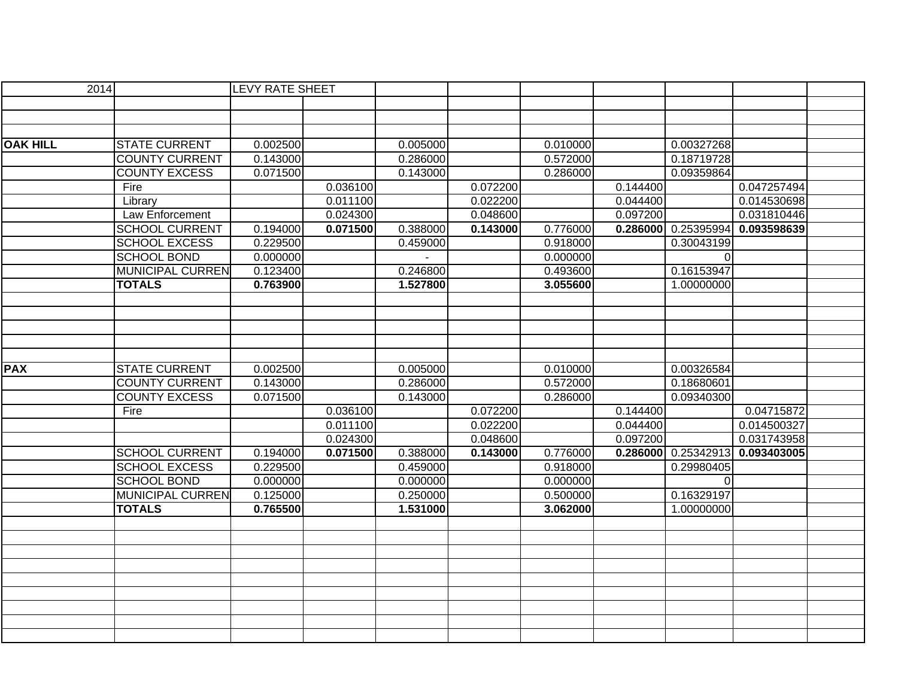| 2014 | | LEVY RATE SHEET | | | | | | | | |
|---|---|---|---|---|---|---|---|---|---|---|
| | | | | | | | | | | |
| | | | | | | | | | | |
| | | | | | | | | | | |
| **OAK HILL** | STATE CURRENT | 0.002500 | | 0.005000 | | 0.010000 | | 0.00327268 | | |
| | COUNTY CURRENT | 0.143000 | | 0.286000 | | 0.572000 | | 0.18719728 | | |
| | COUNTY EXCESS | 0.071500 | | 0.143000 | | 0.286000 | | 0.09359864 | | |
| | Fire | | 0.036100 | | 0.072200 | | 0.144400 | | 0.047257494 | |
| | Library | | 0.011100 | | 0.022200 | | 0.044400 | | 0.014530698 | |
| | Law Enforcement | | 0.024300 | | 0.048600 | | 0.097200 | | 0.031810446 | |
| | SCHOOL CURRENT | 0.194000 | **0.071500** | 0.388000 | **0.143000** | 0.776000 | **0.286000** | 0.25395994 | **0.093598639** | |
| | SCHOOL EXCESS | 0.229500 | | 0.459000 | | 0.918000 | | 0.30043199 | | |
| | SCHOOL BOND | 0.000000 | | - | | 0.000000 | | 0 | | |
| | MUNICIPAL CURREN | 0.123400 | | 0.246800 | | 0.493600 | | 0.16153947 | | |
| | **TOTALS** | **0.763900** | | **1.527800** | | **3.055600** | | 1.00000000 | | |
| | | | | | | | | | | |
| | | | | | | | | | | |
| | | | | | | | | | | |
| | | | | | | | | | | |
| | | | | | | | | | | |
| **PAX** | STATE CURRENT | 0.002500 | | 0.005000 | | 0.010000 | | 0.00326584 | | |
| | COUNTY CURRENT | 0.143000 | | 0.286000 | | 0.572000 | | 0.18680601 | | |
| | COUNTY EXCESS | 0.071500 | | 0.143000 | | 0.286000 | | 0.09340300 | | |
| | Fire | | 0.036100 | | 0.072200 | | 0.144400 | | 0.04715872 | |
| | | | 0.011100 | | 0.022200 | | 0.044400 | | 0.014500327 | |
| | | | 0.024300 | | 0.048600 | | 0.097200 | | 0.031743958 | |
| | SCHOOL CURRENT | 0.194000 | **0.071500** | 0.388000 | **0.143000** | 0.776000 | **0.286000** | 0.25342913 | **0.093403005** | |
| | SCHOOL EXCESS | 0.229500 | | 0.459000 | | 0.918000 | | 0.29980405 | | |
| | SCHOOL BOND | 0.000000 | | 0.000000 | | 0.000000 | | 0 | | |
| | MUNICIPAL CURREN | 0.125000 | | 0.250000 | | 0.500000 | | 0.16329197 | | |
| | **TOTALS** | **0.765500** | | **1.531000** | | **3.062000** | | 1.00000000 | | |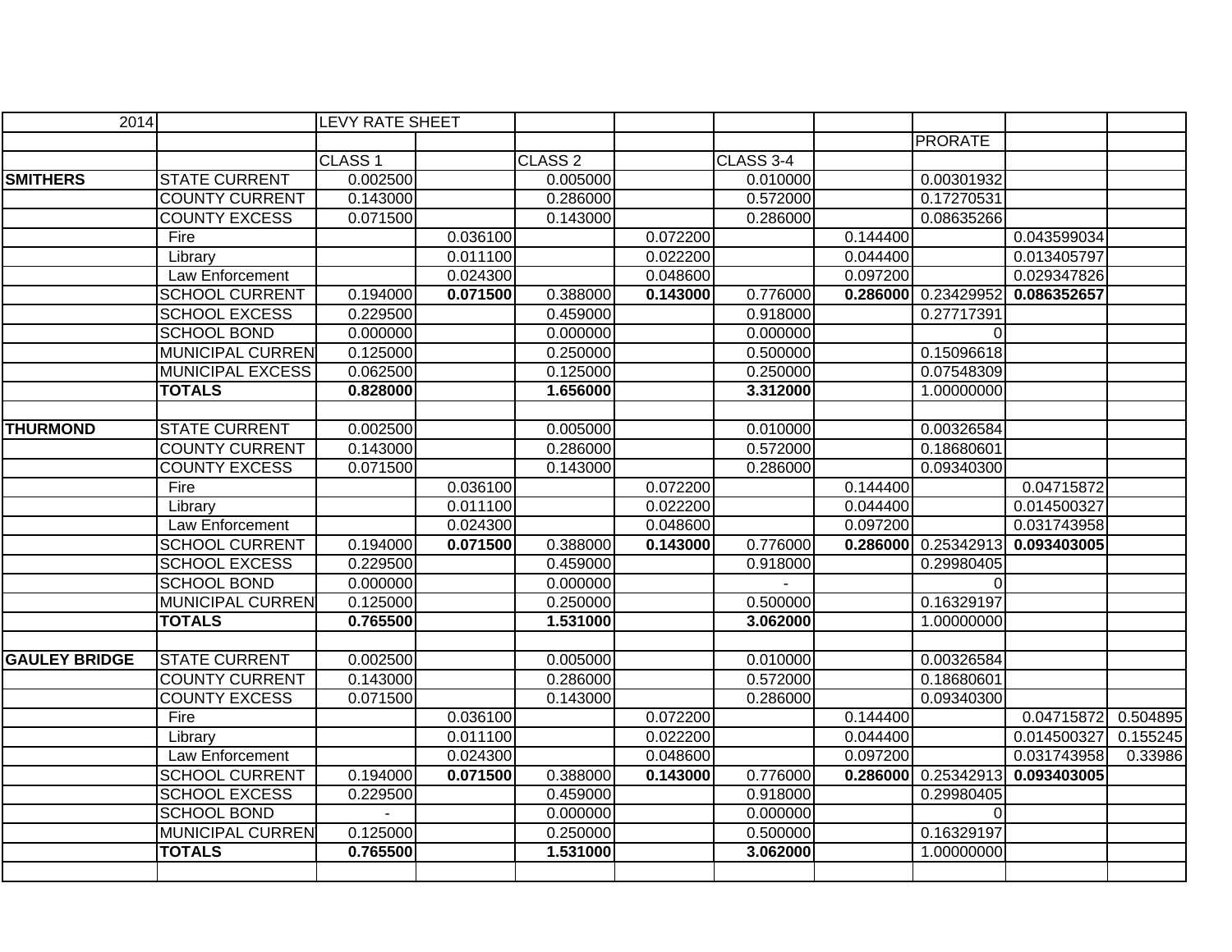| | | | | | | | | | | |
|---|---|---|---|---|---|---|---|---|---|---|
| 2014 | | LEVY RATE SHEET | | | | | | | | |
| | | | | | | | | PRORATE | | |
| | | CLASS 1 | | CLASS 2 | | CLASS 3-4 | | | | |
| **SMITHERS** | STATE CURRENT | 0.002500 | | 0.005000 | | 0.010000 | | 0.00301932 | | |
| | COUNTY CURRENT | 0.143000 | | 0.286000 | | 0.572000 | | 0.17270531 | | |
| | COUNTY EXCESS | 0.071500 | | 0.143000 | | 0.286000 | | 0.08635266 | | |
| | Fire | | 0.036100 | | 0.072200 | | 0.144400 | | 0.043599034 | |
| | Library | | 0.011100 | | 0.022200 | | 0.044400 | | 0.013405797 | |
| | Law Enforcement | | 0.024300 | | 0.048600 | | 0.097200 | | 0.029347826 | |
| | SCHOOL CURRENT | 0.194000 | **0.071500** | 0.388000 | **0.143000** | 0.776000 | **0.286000** | 0.23429952 | **0.086352657** | |
| | SCHOOL EXCESS | 0.229500 | | 0.459000 | | 0.918000 | | 0.27717391 | | |
| | SCHOOL BOND | 0.000000 | | 0.000000 | | 0.000000 | | 0 | | |
| | MUNICIPAL CURREN | 0.125000 | | 0.250000 | | 0.500000 | | 0.15096618 | | |
| | MUNICIPAL EXCESS | 0.062500 | | 0.125000 | | 0.250000 | | 0.07548309 | | |
| | **TOTALS** | **0.828000** | | **1.656000** | | **3.312000** | | 1.00000000 | | |
| | | | | | | | | | | |
| **THURMOND** | STATE CURRENT | 0.002500 | | 0.005000 | | 0.010000 | | 0.00326584 | | |
| | COUNTY CURRENT | 0.143000 | | 0.286000 | | 0.572000 | | 0.18680601 | | |
| | COUNTY EXCESS | 0.071500 | | 0.143000 | | 0.286000 | | 0.09340300 | | |
| | Fire | | 0.036100 | | 0.072200 | | 0.144400 | | 0.04715872 | |
| | Library | | 0.011100 | | 0.022200 | | 0.044400 | | 0.014500327 | |
| | Law Enforcement | | 0.024300 | | 0.048600 | | 0.097200 | | 0.031743958 | |
| | SCHOOL CURRENT | 0.194000 | **0.071500** | 0.388000 | **0.143000** | 0.776000 | **0.286000** | 0.25342913 | **0.093403005** | |
| | SCHOOL EXCESS | 0.229500 | | 0.459000 | | 0.918000 | | 0.29980405 | | |
| | SCHOOL BOND | 0.000000 | | 0.000000 | | - | | 0 | | |
| | MUNICIPAL CURREN | 0.125000 | | 0.250000 | | 0.500000 | | 0.16329197 | | |
| | **TOTALS** | **0.765500** | | **1.531000** | | **3.062000** | | 1.00000000 | | |
| | | | | | | | | | | |
| **GAULEY BRIDGE** | STATE CURRENT | 0.002500 | | 0.005000 | | 0.010000 | | 0.00326584 | | |
| | COUNTY CURRENT | 0.143000 | | 0.286000 | | 0.572000 | | 0.18680601 | | |
| | COUNTY EXCESS | 0.071500 | | 0.143000 | | 0.286000 | | 0.09340300 | | |
| | Fire | | 0.036100 | | 0.072200 | | 0.144400 | | 0.04715872 | 0.504895 |
| | Library | | 0.011100 | | 0.022200 | | 0.044400 | | 0.014500327 | 0.155245 |
| | Law Enforcement | | 0.024300 | | 0.048600 | | 0.097200 | | 0.031743958 | 0.33986 |
| | SCHOOL CURRENT | 0.194000 | **0.071500** | 0.388000 | **0.143000** | 0.776000 | **0.286000** | 0.25342913 | **0.093403005** | |
| | SCHOOL EXCESS | 0.229500 | | 0.459000 | | 0.918000 | | 0.29980405 | | |
| | SCHOOL BOND | - | | 0.000000 | | 0.000000 | | 0 | | |
| | MUNICIPAL CURREN | 0.125000 | | 0.250000 | | 0.500000 | | 0.16329197 | | |
| | **TOTALS** | **0.765500** | | **1.531000** | | **3.062000** | | 1.00000000 | | |